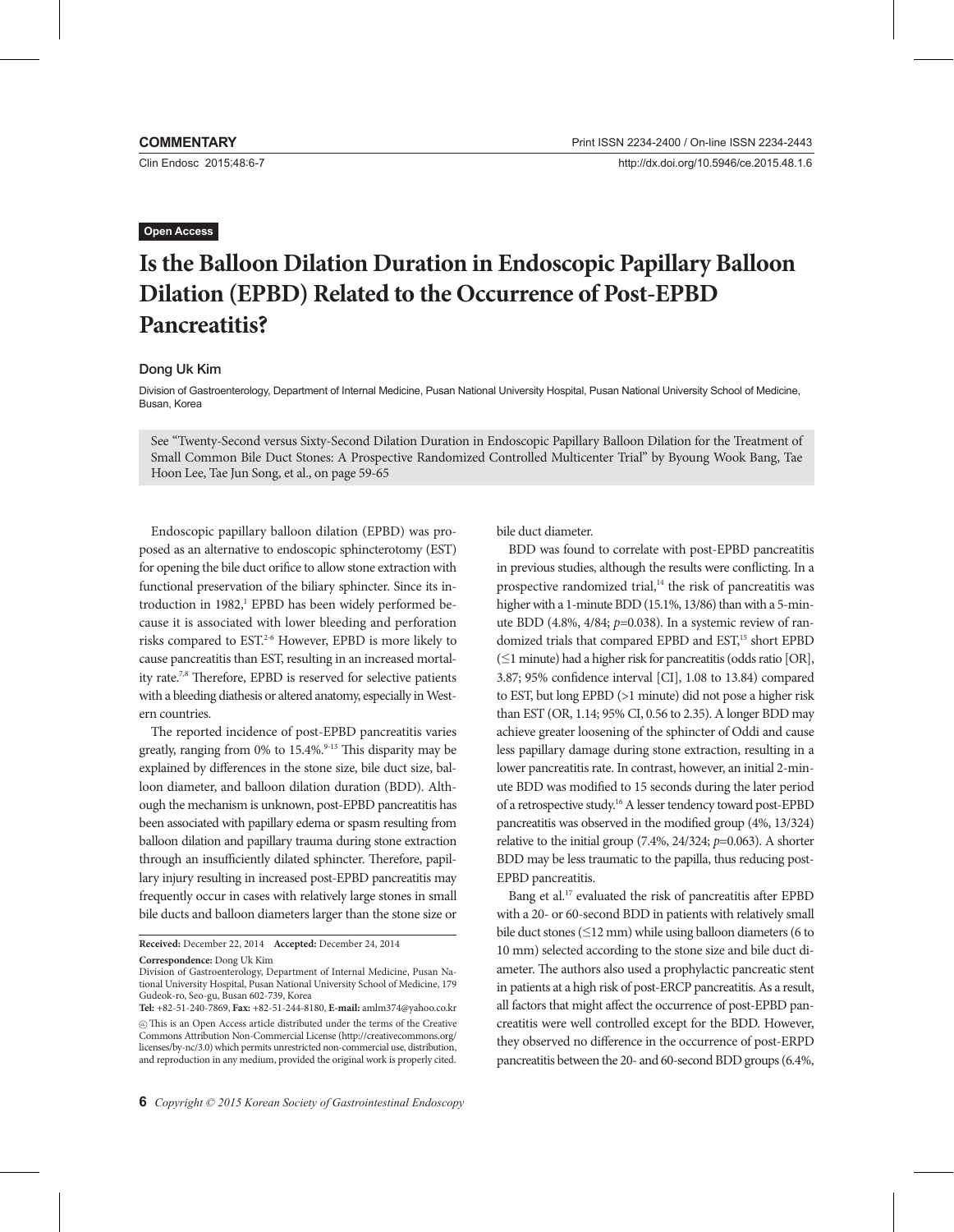COMMENTARY

Open Access

# Is the Balloon Dilation Duration in Endoscopic Papillary Balloon Dilation (EPBD) Related to the Occurrence of Post-EPBD Pancreatitis?

Dong Uk Kim

Division of Gastroenterology, Department of Internal Medicine, Pusan National University Hospital, Pusan National University School of Medicine, Busan, Korea

See "Twenty-Second versus Sixty-Second Dilation Duration in Endoscopic Papillary Balloon Dilation for the Treatment of Small Common Bile Duct Stones: A Prospective Randomized Controlled Multicenter Trial" by Byoung Wook Bang, Tae Hoon Lee, Tae Jun Song, et al., on page 59-65

Endoscopic papillary balloon dilation (EPBD) was proposed as an alternative to endoscopic sphincterotomy (EST) for opening the bile duct orifice to allow stone extraction with functional preservation of the biliary sphincter. Since its introduction in 1982,[1] EPBD has been widely performed because it is associated with lower bleeding and perforation risks compared to EST.[2-6] However, EPBD is more likely to cause pancreatitis than EST, resulting in an increased mortality rate.[7,8] Therefore, EPBD is reserved for selective patients with a bleeding diathesis or altered anatomy, especially in Western countries.

The reported incidence of post-EPBD pancreatitis varies greatly, ranging from 0% to 15.4%.[9-13] This disparity may be explained by differences in the stone size, bile duct size, balloon diameter, and balloon dilation duration (BDD). Although the mechanism is unknown, post-EPBD pancreatitis has been associated with papillary edema or spasm resulting from balloon dilation and papillary trauma during stone extraction through an insufficiently dilated sphincter. Therefore, papillary injury resulting in increased post-EPBD pancreatitis may frequently occur in cases with relatively large stones in small bile ducts and balloon diameters larger than the stone size or bile duct diameter.

BDD was found to correlate with post-EPBD pancreatitis in previous studies, although the results were conflicting. In a prospective randomized trial,[14] the risk of pancreatitis was higher with a 1-minute BDD (15.1%, 13/86) than with a 5-minute BDD (4.8%, 4/84; $p$=0.038). In a systemic review of randomized trials that compared EPBD and EST,[15] short EPBD (≤1 minute) had a higher risk for pancreatitis (odds ratio [OR], 3.87; 95% confidence interval [CI], 1.08 to 13.84) compared to EST, but long EPBD (>1 minute) did not pose a higher risk than EST (OR, 1.14; 95% CI, 0.56 to 2.35). A longer BDD may achieve greater loosening of the sphincter of Oddi and cause less papillary damage during stone extraction, resulting in a lower pancreatitis rate. In contrast, however, an initial 2-minute BDD was modified to 15 seconds during the later period of a retrospective study.[16] A lesser tendency toward post-EPBD pancreatitis was observed in the modified group (4%, 13/324) relative to the initial group (7.4%, 24/324; $p$=0.063). A shorter BDD may be less traumatic to the papilla, thus reducing post-EPBD pancreatitis.

Bang et al.[17] evaluated the risk of pancreatitis after EPBD with a 20- or 60-second BDD in patients with relatively small bile duct stones (≤12 mm) while using balloon diameters (6 to 10 mm) selected according to the stone size and bile duct diameter. The authors also used a prophylactic pancreatic stent in patients at a high risk of post-ERCP pancreatitis. As a result, all factors that might affect the occurrence of post-EPBD pancreatitis were well controlled except for the BDD. However, they observed no difference in the occurrence of post-ERPD pancreatitis between the 20- and 60-second BDD groups (6.4%,

**Received:** December 22, 2014 **Accepted:** December 24, 2014

**Correspondence:** Dong Uk Kim

Division of Gastroenterology, Department of Internal Medicine, Pusan National University Hospital, Pusan National University School of Medicine, 179 Gudeok-ro, Seo-gu, Busan 602-739, Korea

**Tel:** +82-51-240-7869, **Fax:** +82-51-244-8180, **E-mail:** amlm374@yahoo.co.kr

This is an Open Access article distributed under the terms of the Creative Commons Attribution Non-Commercial License (http://creativecommons.org/licenses/by-nc/3.0) which permits unrestricted non-commercial use, distribution, and reproduction in any medium, provided the original work is properly cited.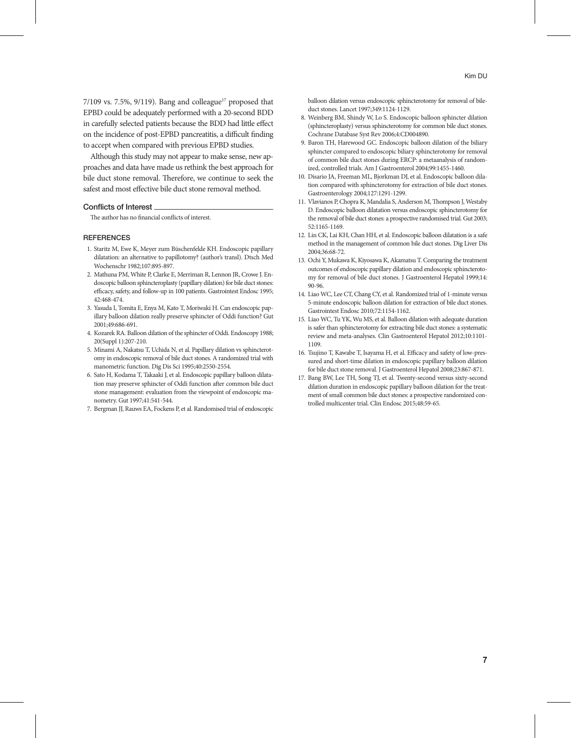7/109 vs. 7.5%, 9/119). Bang and colleague[17] proposed that EPBD could be adequately performed with a 20-second BDD in carefully selected patients because the BDD had little effect on the incidence of post-EPBD pancreatitis, a difficult finding to accept when compared with previous EPBD studies.

Although this study may not appear to make sense, new approaches and data have made us rethink the best approach for bile duct stone removal. Therefore, we continue to seek the safest and most effective bile duct stone removal method.

## Conflicts of Interest

The author has no financial conflicts of interest.

## REFERENCES

1. Staritz M, Ewe K, Meyer zum Büschenfelde KH. Endoscopic papillary dilatation: an alternative to papillotomy? (author's transl). Dtsch Med Wochenschr 1982;107:895-897.
2. Mathuna PM, White P, Clarke E, Merriman R, Lennon JR, Crowe J. Endoscopic balloon sphincteroplasty (papillary dilation) for bile duct stones: efficacy, safety, and follow-up in 100 patients. Gastrointest Endosc 1995; 42:468-474.
3. Yasuda I, Tomita E, Enya M, Kato T, Moriwaki H. Can endoscopic papillary balloon dilation really preserve sphincter of Oddi function? Gut 2001;49:686-691.
4. Kozarek RA. Balloon dilation of the sphincter of Oddi. Endoscopy 1988; 20(Suppl 1):207-210.
5. Minami A, Nakatsu T, Uchida N, et al. Papillary dilation vs sphincterotomy in endoscopic removal of bile duct stones. A randomized trial with manometric function. Dig Dis Sci 1995;40:2550-2554.
6. Sato H, Kodama T, Takaaki J, et al. Endoscopic papillary balloon dilatation may preserve sphincter of Oddi function after common bile duct stone management: evaluation from the viewpoint of endoscopic manometry. Gut 1997;41:541-544.
7. Bergman JJ, Rauws EA, Fockens P, et al. Randomised trial of endoscopic balloon dilation versus endoscopic sphincterotomy for removal of bile-duct stones. Lancet 1997;349:1124-1129.
8. Weinberg BM, Shindy W, Lo S. Endoscopic balloon sphincter dilation (sphincteroplasty) versus sphincterotomy for common bile duct stones. Cochrane Database Syst Rev 2006;4:CD004890.
9. Baron TH, Harewood GC. Endoscopic balloon dilation of the biliary sphincter compared to endoscopic biliary sphincterotomy for removal of common bile duct stones during ERCP: a metaanalysis of randomized, controlled trials. Am J Gastroenterol 2004;99:1455-1460.
10. Disario JA, Freeman ML, Bjorkman DJ, et al. Endoscopic balloon dilation compared with sphincterotomy for extraction of bile duct stones. Gastroenterology 2004;127:1291-1299.
11. Vlavianos P, Chopra K, Mandalia S, Anderson M, Thompson J, Westaby D. Endoscopic balloon dilatation versus endoscopic sphincterotomy for the removal of bile duct stones: a prospective randomised trial. Gut 2003; 52:1165-1169.
12. Lin CK, Lai KH, Chan HH, et al. Endoscopic balloon dilatation is a safe method in the management of common bile duct stones. Dig Liver Dis 2004;36:68-72.
13. Ochi Y, Mukawa K, Kiyosawa K, Akamatsu T. Comparing the treatment outcomes of endoscopic papillary dilation and endoscopic sphincterotomy for removal of bile duct stones. J Gastroenterol Hepatol 1999;14: 90-96.
14. Liao WC, Lee CT, Chang CY, et al. Randomized trial of 1-minute versus 5-minute endoscopic balloon dilation for extraction of bile duct stones. Gastrointest Endosc 2010;72:1154-1162.
15. Liao WC, Tu YK, Wu MS, et al. Balloon dilation with adequate duration is safer than sphincterotomy for extracting bile duct stones: a systematic review and meta-analyses. Clin Gastroenterol Hepatol 2012;10:1101-1109.
16. Tsujino T, Kawabe T, Isayama H, et al. Efficacy and safety of low-pressured and short-time dilation in endoscopic papillary balloon dilation for bile duct stone removal. J Gastroenterol Hepatol 2008;23:867-871.
17. Bang BW, Lee TH, Song TJ, et al. Twenty-second versus sixty-second dilation duration in endoscopic papillary balloon dilation for the treatment of small common bile duct stones: a prospective randomized controlled multicenter trial. Clin Endosc 2015;48:59-65.